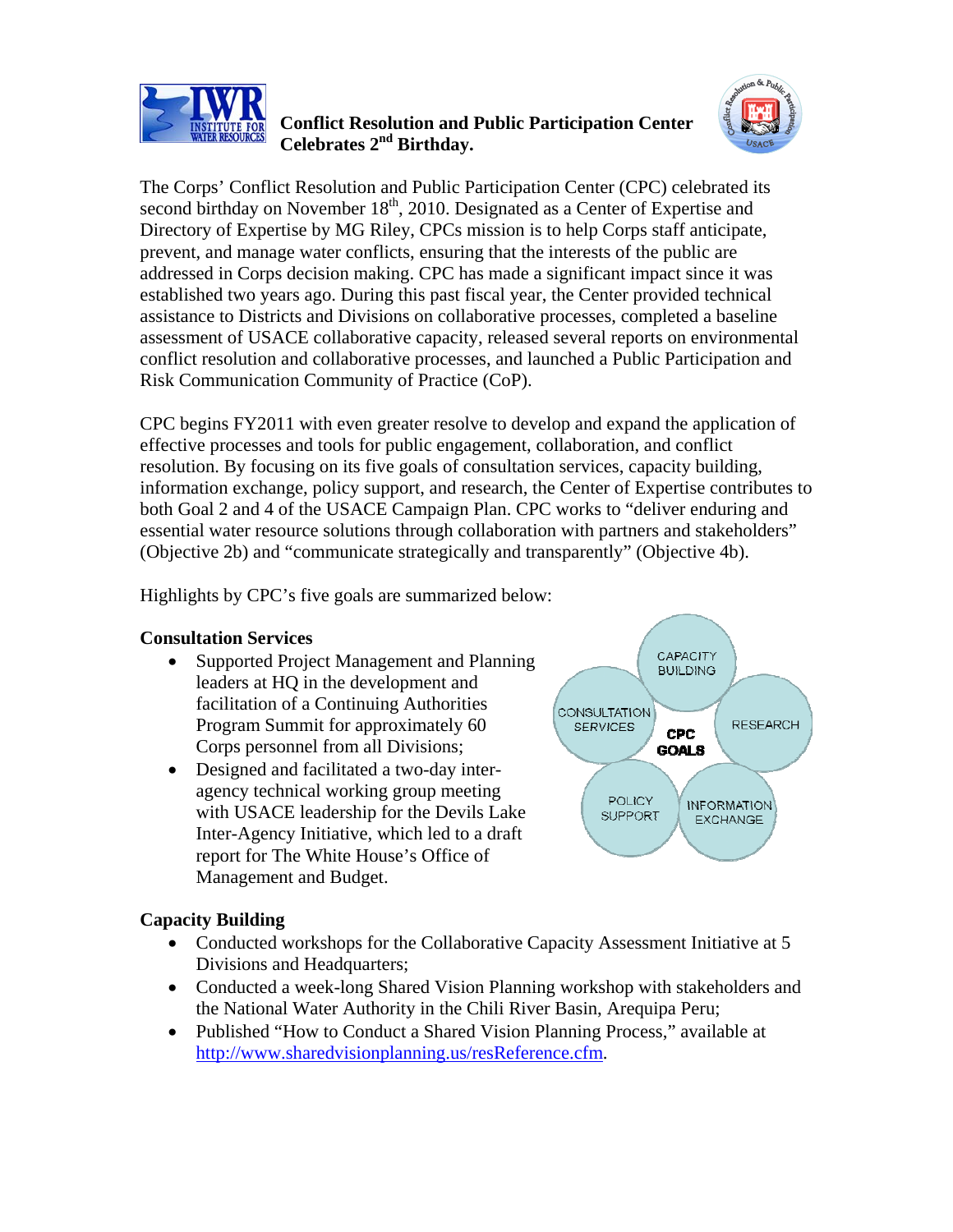# Conflict Resolution and Public Participation Center Celebrates 2nd Birthday.

The Corps' Conflict Resolution and Public Participation Center (CPC) celebrated its second birthday on November 18th, 2010. Designated as a Center of Expertise and Directory of Expertise by MG Riley, CPCs mission is to help Corps staff anticipate, prevent, and manage water conflicts, ensuring that the interests of the public are addressed in Corps decision making. CPC has made a significant impact since it was established two years ago. During this past fiscal year, the Center provided technical assistance to Districts and Divisions on collaborative processes, completed a baseline assessment of USACE collaborative capacity, released several reports on environmental conflict resolution and collaborative processes, and launched a Public Participation and Risk Communication Community of Practice (CoP).

CPC begins FY2011 with even greater resolve to develop and expand the application of effective processes and tools for public engagement, collaboration, and conflict resolution. By focusing on its five goals of consultation services, capacity building, information exchange, policy support, and research, the Center of Expertise contributes to both Goal 2 and 4 of the USACE Campaign Plan. CPC works to "deliver enduring and essential water resource solutions through collaboration with partners and stakeholders" (Objective 2b) and "communicate strategically and transparently" (Objective 4b).

Highlights by CPC's five goals are summarized below:

CPC GOALS: CAPACITY BUILDING, RESEARCH, INFORMATION EXCHANGE, POLICY SUPPORT, CONSULTATION SERVICES

### Consultation Services

- Supported Project Management and Planning leaders at HQ in the development and facilitation of a Continuing Authorities Program Summit for approximately 60 Corps personnel from all Divisions;
- Designed and facilitated a two-day inter-agency technical working group meeting with USACE leadership for the Devils Lake Inter-Agency Initiative, which led to a draft report for The White House's Office of Management and Budget.

### Capacity Building

- Conducted workshops for the Collaborative Capacity Assessment Initiative at 5 Divisions and Headquarters;
- Conducted a week-long Shared Vision Planning workshop with stakeholders and the National Water Authority in the Chili River Basin, Arequipa Peru;
- Published "How to Conduct a Shared Vision Planning Process," available at http://www.sharedvisionplanning.us/resReference.cfm.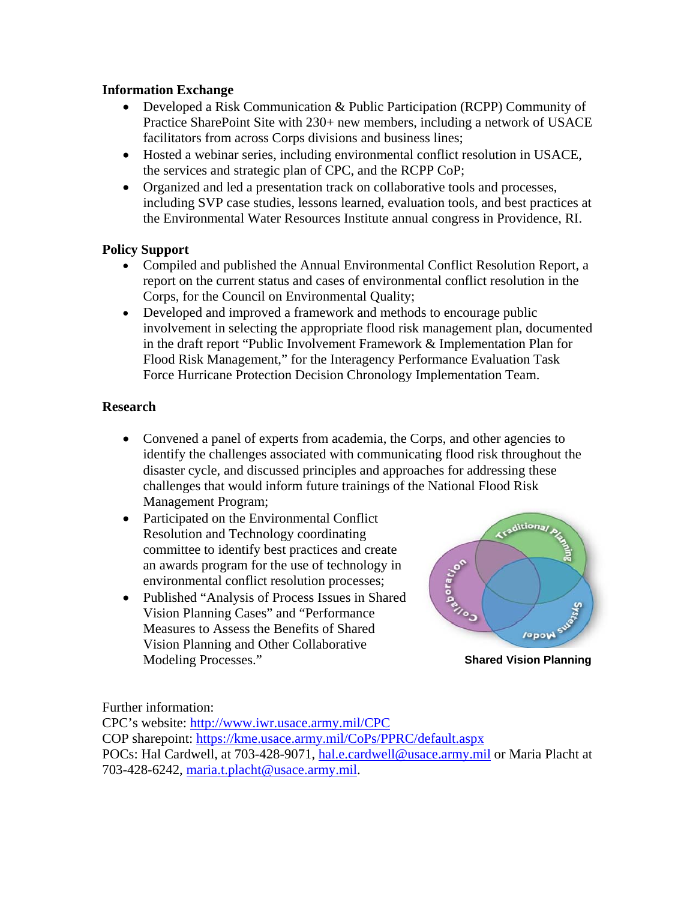**Information Exchange**

- Developed a Risk Communication & Public Participation (RCPP) Community of Practice SharePoint Site with 230+ new members, including a network of USACE facilitators from across Corps divisions and business lines;
- Hosted a webinar series, including environmental conflict resolution in USACE, the services and strategic plan of CPC, and the RCPP CoP;
- Organized and led a presentation track on collaborative tools and processes, including SVP case studies, lessons learned, evaluation tools, and best practices at the Environmental Water Resources Institute annual congress in Providence, RI.

**Policy Support**

- Compiled and published the Annual Environmental Conflict Resolution Report, a report on the current status and cases of environmental conflict resolution in the Corps, for the Council on Environmental Quality;
- Developed and improved a framework and methods to encourage public involvement in selecting the appropriate flood risk management plan, documented in the draft report "Public Involvement Framework & Implementation Plan for Flood Risk Management," for the Interagency Performance Evaluation Task Force Hurricane Protection Decision Chronology Implementation Team.

**Research**

- Convened a panel of experts from academia, the Corps, and other agencies to identify the challenges associated with communicating flood risk throughout the disaster cycle, and discussed principles and approaches for addressing these challenges that would inform future trainings of the National Flood Risk Management Program;
- Participated on the Environmental Conflict Resolution and Technology coordinating committee to identify best practices and create an awards program for the use of technology in environmental conflict resolution processes;
- Published "Analysis of Process Issues in Shared Vision Planning Cases" and "Performance Measures to Assess the Benefits of Shared Vision Planning and Other Collaborative Modeling Processes."

Traditional Planning

Collaboration

Systems Model

**Shared Vision Planning**

Further information:
CPC's website: http://www.iwr.usace.army.mil/CPC
COP sharepoint: https://kme.usace.army.mil/CoPs/PPRC/default.aspx
POCs: Hal Cardwell, at 703-428-9071, hal.e.cardwell@usace.army.mil or Maria Placht at 703-428-6242, maria.t.placht@usace.army.mil.